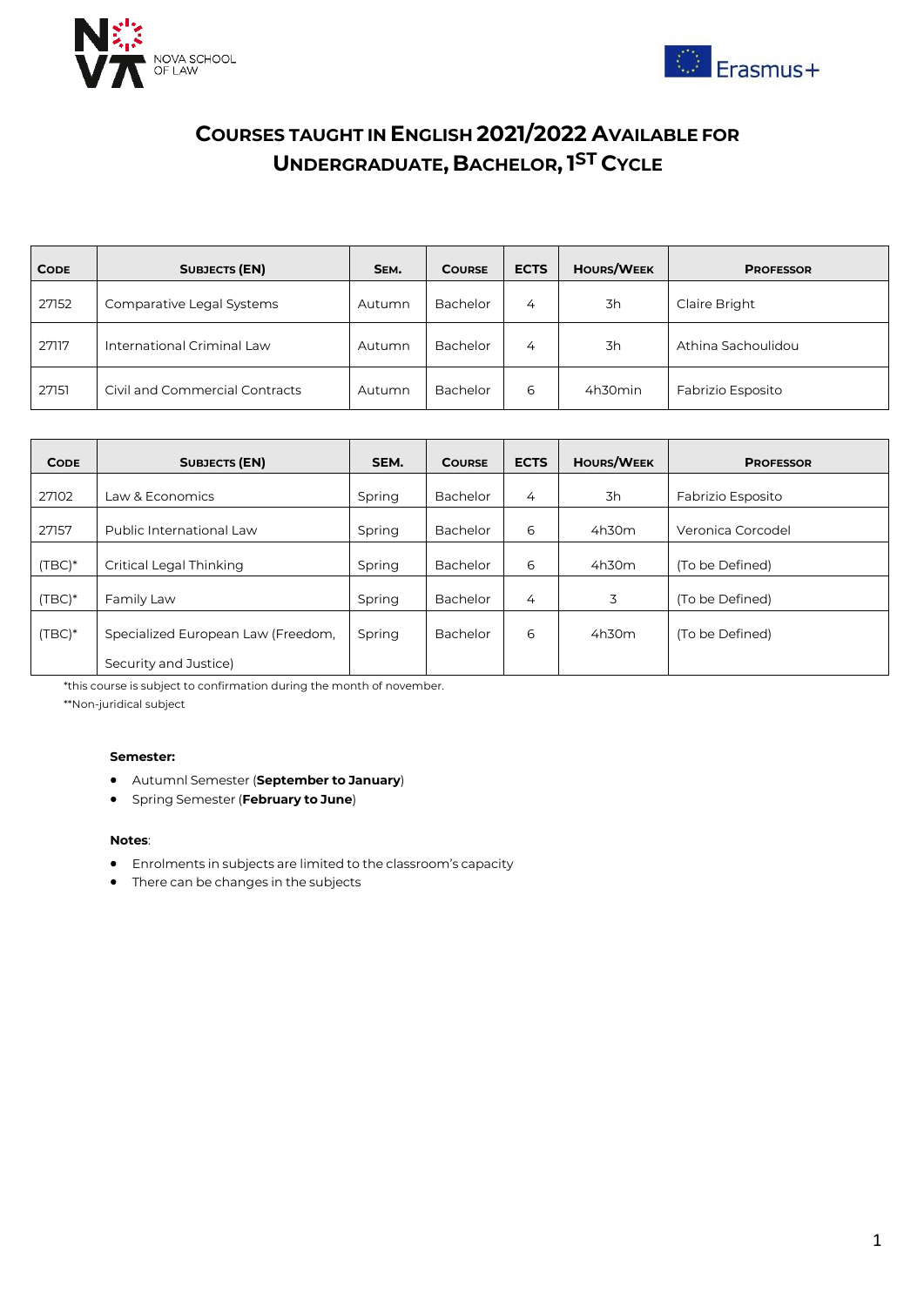# COURSES TAUGHT IN ENGLISH 2021/2022 AVAILABLE FOR UNDERGRADUATE, BACHELOR, 1ST CYCLE

| CODE | SUBJECTS (EN) | SEM. | COURSE | ECTS | HOURS/WEEK | PROFESSOR |
|---|---|---|---|---|---|---|
| 27152 | Comparative Legal Systems | Autumn | Bachelor | 4 | 3h | Claire Bright |
| 27117 | International Criminal Law | Autumn | Bachelor | 4 | 3h | Athina Sachoulidou |
| 27151 | Civil and Commercial Contracts | Autumn | Bachelor | 6 | 4h30min | Fabrizio Esposito |

| CODE | SUBJECTS (EN) | SEM. | COURSE | ECTS | HOURS/WEEK | PROFESSOR |
|---|---|---|---|---|---|---|
| 27102 | Law & Economics | Spring | Bachelor | 4 | 3h | Fabrizio Esposito |
| 27157 | Public International Law | Spring | Bachelor | 6 | 4h30m | Veronica Corcodel |
| (TBC)* | Critical Legal Thinking | Spring | Bachelor | 6 | 4h30m | (To be Defined) |
| (TBC)* | Family Law | Spring | Bachelor | 4 | 3 | (To be Defined) |
| (TBC)* | Specialized European Law (Freedom, Security and Justice) | Spring | Bachelor | 6 | 4h30m | (To be Defined) |

*this course is subject to confirmation during the month of november.

**Non-juridical subject

**Semester:**

- Autumnl Semester (**September to January**)
- Spring Semester (**February to June**)

**Notes**:

- Enrolments in subjects are limited to the classroom's capacity
- There can be changes in the subjects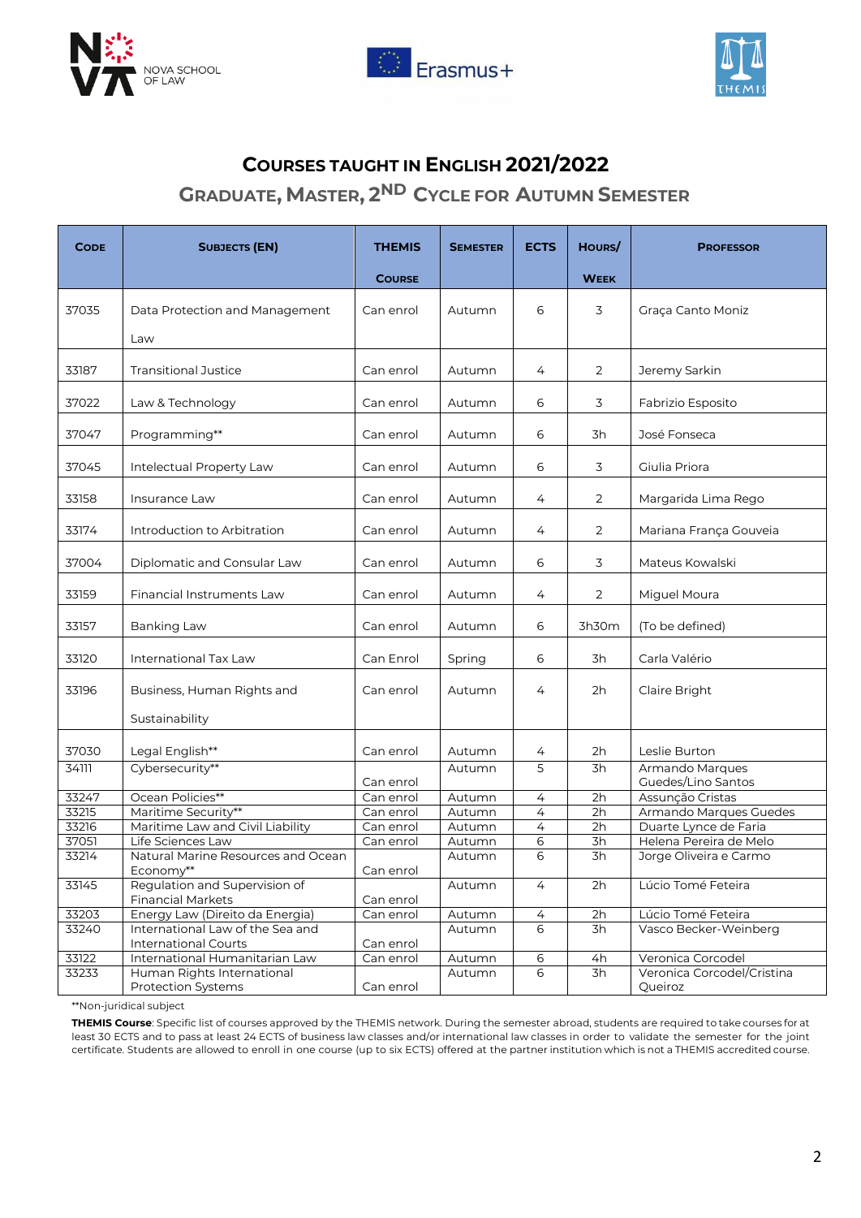# Courses taught in English 2021/2022

## Graduate, Master, 2nd Cycle for Autumn Semester

| Code | Subjects (EN) | THEMIS Course | Semester | ECTS | Hours/ Week | Professor |
|---|---|---|---|---|---|---|
| 37035 | Data Protection and Management Law | Can enrol | Autumn | 6 | 3 | Graça Canto Moniz |
| 33187 | Transitional Justice | Can enrol | Autumn | 4 | 2 | Jeremy Sarkin |
| 37022 | Law & Technology | Can enrol | Autumn | 6 | 3 | Fabrizio Esposito |
| 37047 | Programming** | Can enrol | Autumn | 6 | 3h | José Fonseca |
| 37045 | Intelectual Property Law | Can enrol | Autumn | 6 | 3 | Giulia Priora |
| 33158 | Insurance Law | Can enrol | Autumn | 4 | 2 | Margarida Lima Rego |
| 33174 | Introduction to Arbitration | Can enrol | Autumn | 4 | 2 | Mariana França Gouveia |
| 37004 | Diplomatic and Consular Law | Can enrol | Autumn | 6 | 3 | Mateus Kowalski |
| 33159 | Financial Instruments Law | Can enrol | Autumn | 4 | 2 | Miguel Moura |
| 33157 | Banking Law | Can enrol | Autumn | 6 | 3h30m | (To be defined) |
| 33120 | International Tax Law | Can Enrol | Spring | 6 | 3h | Carla Valério |
| 33196 | Business, Human Rights and Sustainability | Can enrol | Autumn | 4 | 2h | Claire Bright |
| 37030 | Legal English** | Can enrol | Autumn | 4 | 2h | Leslie Burton |
| 34111 | Cybersecurity** | Can enrol | Autumn | 5 | 3h | Armando Marques Guedes/Lino Santos |
| 33247 | Ocean Policies** | Can enrol | Autumn | 4 | 2h | Assunção Cristas |
| 33215 | Maritime Security** | Can enrol | Autumn | 4 | 2h | Armando Marques Guedes |
| 33216 | Maritime Law and Civil Liability | Can enrol | Autumn | 4 | 2h | Duarte Lynce de Faria |
| 37051 | Life Sciences Law | Can enrol | Autumn | 6 | 3h | Helena Pereira de Melo |
| 33214 | Natural Marine Resources and Ocean Economy** | Can enrol | Autumn | 6 | 3h | Jorge Oliveira e Carmo |
| 33145 | Regulation and Supervision of Financial Markets | Can enrol | Autumn | 4 | 2h | Lúcio Tomé Feteira |
| 33203 | Energy Law (Direito da Energia) | Can enrol | Autumn | 4 | 2h | Lúcio Tomé Feteira |
| 33240 | International Law of the Sea and International Courts | Can enrol | Autumn | 6 | 3h | Vasco Becker-Weinberg |
| 33122 | International Humanitarian Law | Can enrol | Autumn | 6 | 4h | Veronica Corcodel |
| 33233 | Human Rights International Protection Systems | Can enrol | Autumn | 6 | 3h | Veronica Corcodel/Cristina Queiroz |

**Non-juridical subject

**THEMIS Course**: Specific list of courses approved by the THEMIS network. During the semester abroad, students are required to take courses for at least 30 ECTS and to pass at least 24 ECTS of business law classes and/or international law classes in order to validate the semester for the joint certificate. Students are allowed to enroll in one course (up to six ECTS) offered at the partner institution which is not a THEMIS accredited course.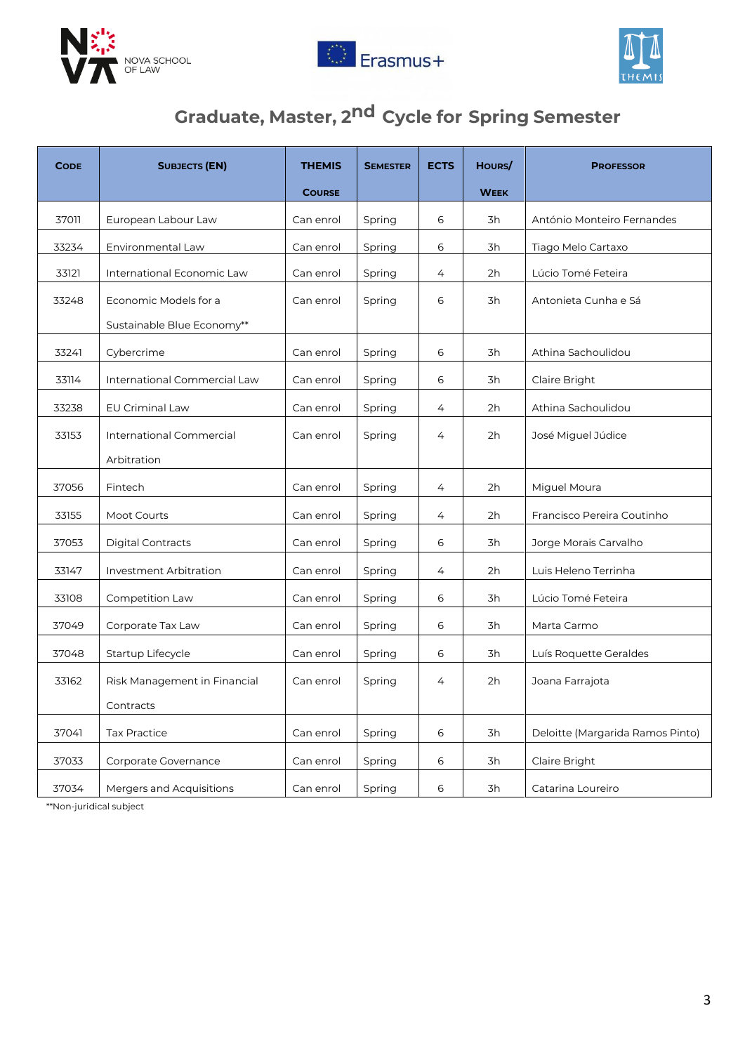## Graduate, Master, 2nd Cycle for Spring Semester

| Code | Subjects (EN) | THEMIS Course | Semester | ECTS | Hours/ Week | Professor |
|---|---|---|---|---|---|---|
| 37011 | European Labour Law | Can enrol | Spring | 6 | 3h | António Monteiro Fernandes |
| 33234 | Environmental Law | Can enrol | Spring | 6 | 3h | Tiago Melo Cartaxo |
| 33121 | International Economic Law | Can enrol | Spring | 4 | 2h | Lúcio Tomé Feteira |
| 33248 | Economic Models for a Sustainable Blue Economy** | Can enrol | Spring | 6 | 3h | Antonieta Cunha e Sá |
| 33241 | Cybercrime | Can enrol | Spring | 6 | 3h | Athina Sachoulidou |
| 33114 | International Commercial Law | Can enrol | Spring | 6 | 3h | Claire Bright |
| 33238 | EU Criminal Law | Can enrol | Spring | 4 | 2h | Athina Sachoulidou |
| 33153 | International Commercial Arbitration | Can enrol | Spring | 4 | 2h | José Miguel Júdice |
| 37056 | Fintech | Can enrol | Spring | 4 | 2h | Miguel Moura |
| 33155 | Moot Courts | Can enrol | Spring | 4 | 2h | Francisco Pereira Coutinho |
| 37053 | Digital Contracts | Can enrol | Spring | 6 | 3h | Jorge Morais Carvalho |
| 33147 | Investment Arbitration | Can enrol | Spring | 4 | 2h | Luis Heleno Terrinha |
| 33108 | Competition Law | Can enrol | Spring | 6 | 3h | Lúcio Tomé Feteira |
| 37049 | Corporate Tax Law | Can enrol | Spring | 6 | 3h | Marta Carmo |
| 37048 | Startup Lifecycle | Can enrol | Spring | 6 | 3h | Luís Roquette Geraldes |
| 33162 | Risk Management in Financial Contracts | Can enrol | Spring | 4 | 2h | Joana Farrajota |
| 37041 | Tax Practice | Can enrol | Spring | 6 | 3h | Deloitte (Margarida Ramos Pinto) |
| 37033 | Corporate Governance | Can enrol | Spring | 6 | 3h | Claire Bright |
| 37034 | Mergers and Acquisitions | Can enrol | Spring | 6 | 3h | Catarina Loureiro |

**Non-juridical subject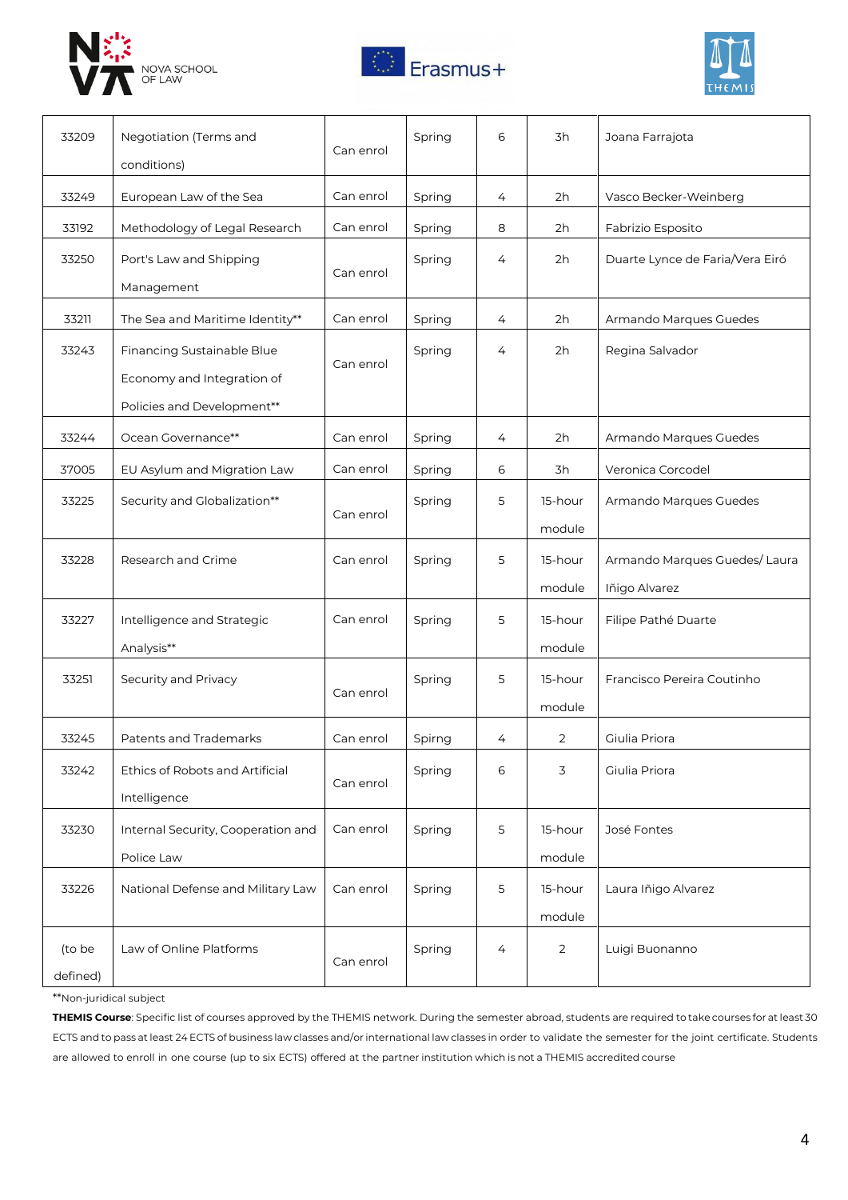| 33209 | Negotiation (Terms and conditions) | Can enrol | Spring | 6 | 3h | Joana Farrajota |
|---|---|---|---|---|---|---|
| 33249 | European Law of the Sea | Can enrol | Spring | 4 | 2h | Vasco Becker-Weinberg |
| 33192 | Methodology of Legal Research | Can enrol | Spring | 8 | 2h | Fabrizio Esposito |
| 33250 | Port's Law and Shipping Management | Can enrol | Spring | 4 | 2h | Duarte Lynce de Faria/Vera Eiró |
| 33211 | The Sea and Maritime Identity** | Can enrol | Spring | 4 | 2h | Armando Marques Guedes |
| 33243 | Financing Sustainable Blue Economy and Integration of Policies and Development** | Can enrol | Spring | 4 | 2h | Regina Salvador |
| 33244 | Ocean Governance** | Can enrol | Spring | 4 | 2h | Armando Marques Guedes |
| 37005 | EU Asylum and Migration Law | Can enrol | Spring | 6 | 3h | Veronica Corcodel |
| 33225 | Security and Globalization** | Can enrol | Spring | 5 | 15-hour module | Armando Marques Guedes |
| 33228 | Research and Crime | Can enrol | Spring | 5 | 15-hour module | Armando Marques Guedes/ Laura Iñigo Alvarez |
| 33227 | Intelligence and Strategic Analysis** | Can enrol | Spring | 5 | 15-hour module | Filipe Pathé Duarte |
| 33251 | Security and Privacy | Can enrol | Spring | 5 | 15-hour module | Francisco Pereira Coutinho |
| 33245 | Patents and Trademarks | Can enrol | Spirng | 4 | 2 | Giulia Priora |
| 33242 | Ethics of Robots and Artificial Intelligence | Can enrol | Spring | 6 | 3 | Giulia Priora |
| 33230 | Internal Security, Cooperation and Police Law | Can enrol | Spring | 5 | 15-hour module | José Fontes |
| 33226 | National Defense and Military Law | Can enrol | Spring | 5 | 15-hour module | Laura Iñigo Alvarez |
| (to be defined) | Law of Online Platforms | Can enrol | Spring | 4 | 2 | Luigi Buonanno |

**Non-juridical subject

**THEMIS Course**: Specific list of courses approved by the THEMIS network. During the semester abroad, students are required to take courses for at least 30 ECTS and to pass at least 24 ECTS of business law classes and/or international law classes in order to validate the semester for the joint certificate. Students are allowed to enroll in one course (up to six ECTS) offered at the partner institution which is not a THEMIS accredited course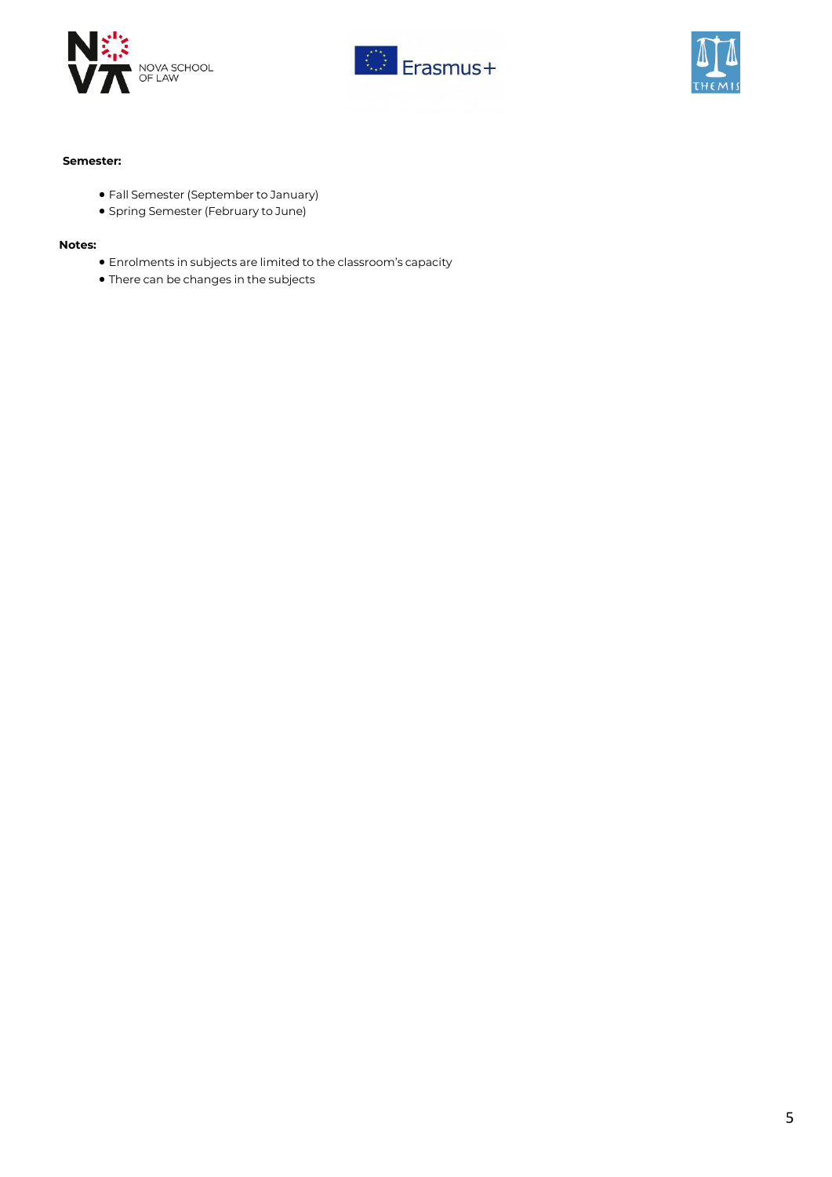**Semester:**

- Fall Semester (September to January)
- Spring Semester (February to June)

**Notes:**

- Enrolments in subjects are limited to the classroom's capacity
- There can be changes in the subjects